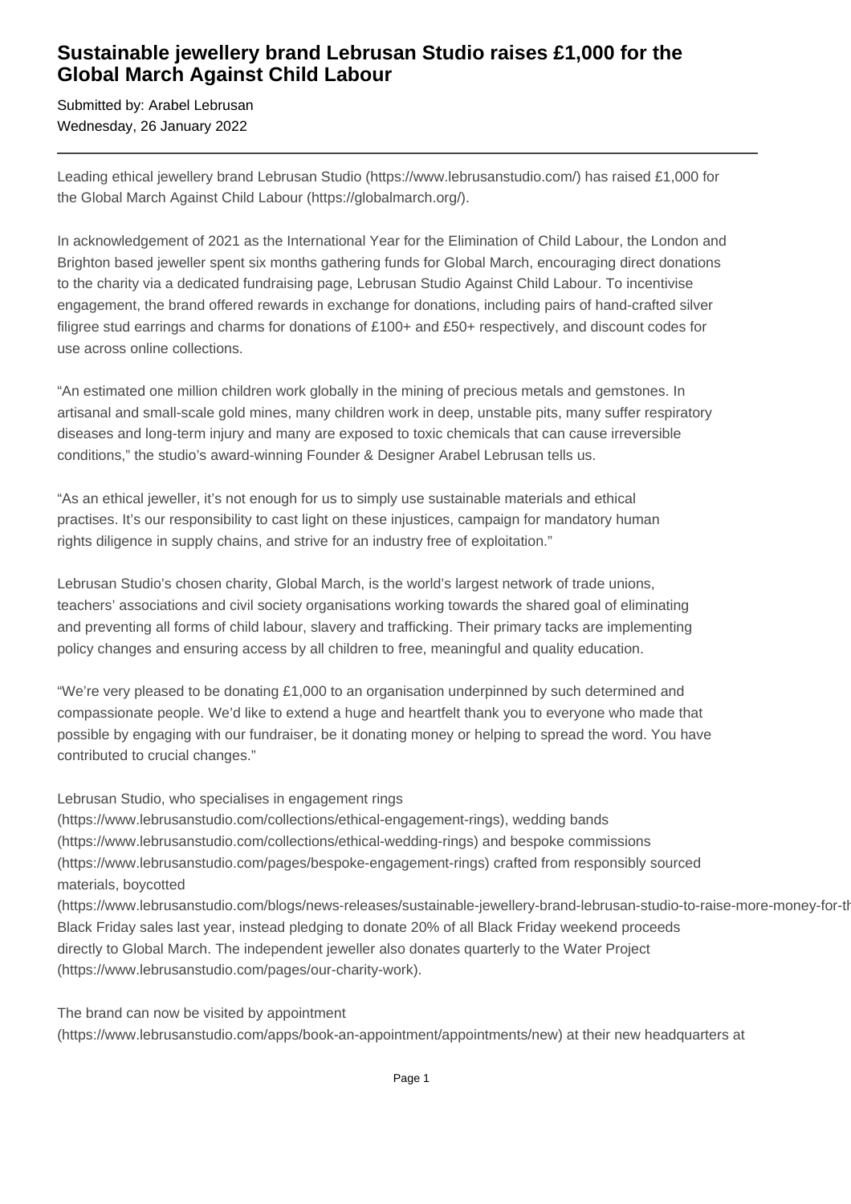# Sustainable jewellery brand Lebrusan Studio raises £1,000 for the Global March Against Child Labour

Submitted by: Arabel Lebrusan
Wednesday, 26 January 2022

---

Leading ethical jewellery brand Lebrusan Studio (https://www.lebrusanstudio.com/) has raised £1,000 for the Global March Against Child Labour (https://globalmarch.org/).

In acknowledgement of 2021 as the International Year for the Elimination of Child Labour, the London and Brighton based jeweller spent six months gathering funds for Global March, encouraging direct donations to the charity via a dedicated fundraising page, Lebrusan Studio Against Child Labour. To incentivise engagement, the brand offered rewards in exchange for donations, including pairs of hand-crafted silver filigree stud earrings and charms for donations of £100+ and £50+ respectively, and discount codes for use across online collections.

"An estimated one million children work globally in the mining of precious metals and gemstones. In artisanal and small-scale gold mines, many children work in deep, unstable pits, many suffer respiratory diseases and long-term injury and many are exposed to toxic chemicals that can cause irreversible conditions," the studio's award-winning Founder & Designer Arabel Lebrusan tells us.

"As an ethical jeweller, it's not enough for us to simply use sustainable materials and ethical practises. It's our responsibility to cast light on these injustices, campaign for mandatory human rights diligence in supply chains, and strive for an industry free of exploitation."

Lebrusan Studio's chosen charity, Global March, is the world's largest network of trade unions, teachers' associations and civil society organisations working towards the shared goal of eliminating and preventing all forms of child labour, slavery and trafficking. Their primary tacks are implementing policy changes and ensuring access by all children to free, meaningful and quality education.

"We're very pleased to be donating £1,000 to an organisation underpinned by such determined and compassionate people. We'd like to extend a huge and heartfelt thank you to everyone who made that possible by engaging with our fundraiser, be it donating money or helping to spread the word. You have contributed to crucial changes."

Lebrusan Studio, who specialises in engagement rings (https://www.lebrusanstudio.com/collections/ethical-engagement-rings), wedding bands (https://www.lebrusanstudio.com/collections/ethical-wedding-rings) and bespoke commissions (https://www.lebrusanstudio.com/pages/bespoke-engagement-rings) crafted from responsibly sourced materials, boycotted (https://www.lebrusanstudio.com/blogs/news-releases/sustainable-jewellery-brand-lebrusan-studio-to-raise-more-money-for-th Black Friday sales last year, instead pledging to donate 20% of all Black Friday weekend proceeds directly to Global March. The independent jeweller also donates quarterly to the Water Project (https://www.lebrusanstudio.com/pages/our-charity-work).

The brand can now be visited by appointment (https://www.lebrusanstudio.com/apps/book-an-appointment/appointments/new) at their new headquarters at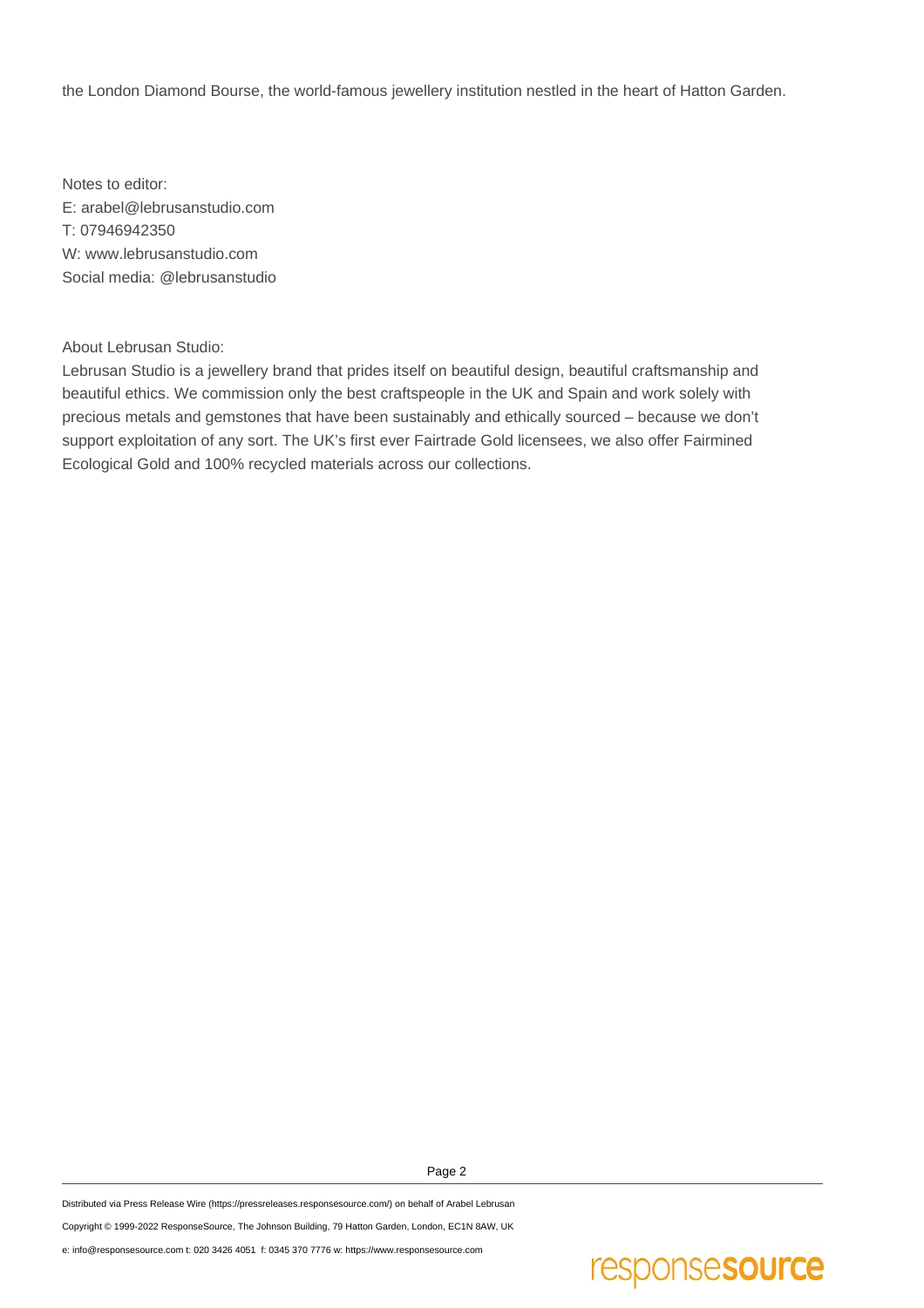the London Diamond Bourse, the world-famous jewellery institution nestled in the heart of Hatton Garden.

Notes to editor:
E: arabel@lebrusanstudio.com
T: 07946942350
W: www.lebrusanstudio.com
Social media: @lebrusanstudio

About Lebrusan Studio:
Lebrusan Studio is a jewellery brand that prides itself on beautiful design, beautiful craftsmanship and beautiful ethics. We commission only the best craftspeople in the UK and Spain and work solely with precious metals and gemstones that have been sustainably and ethically sourced – because we don't support exploitation of any sort. The UK's first ever Fairtrade Gold licensees, we also offer Fairmined Ecological Gold and 100% recycled materials across our collections.